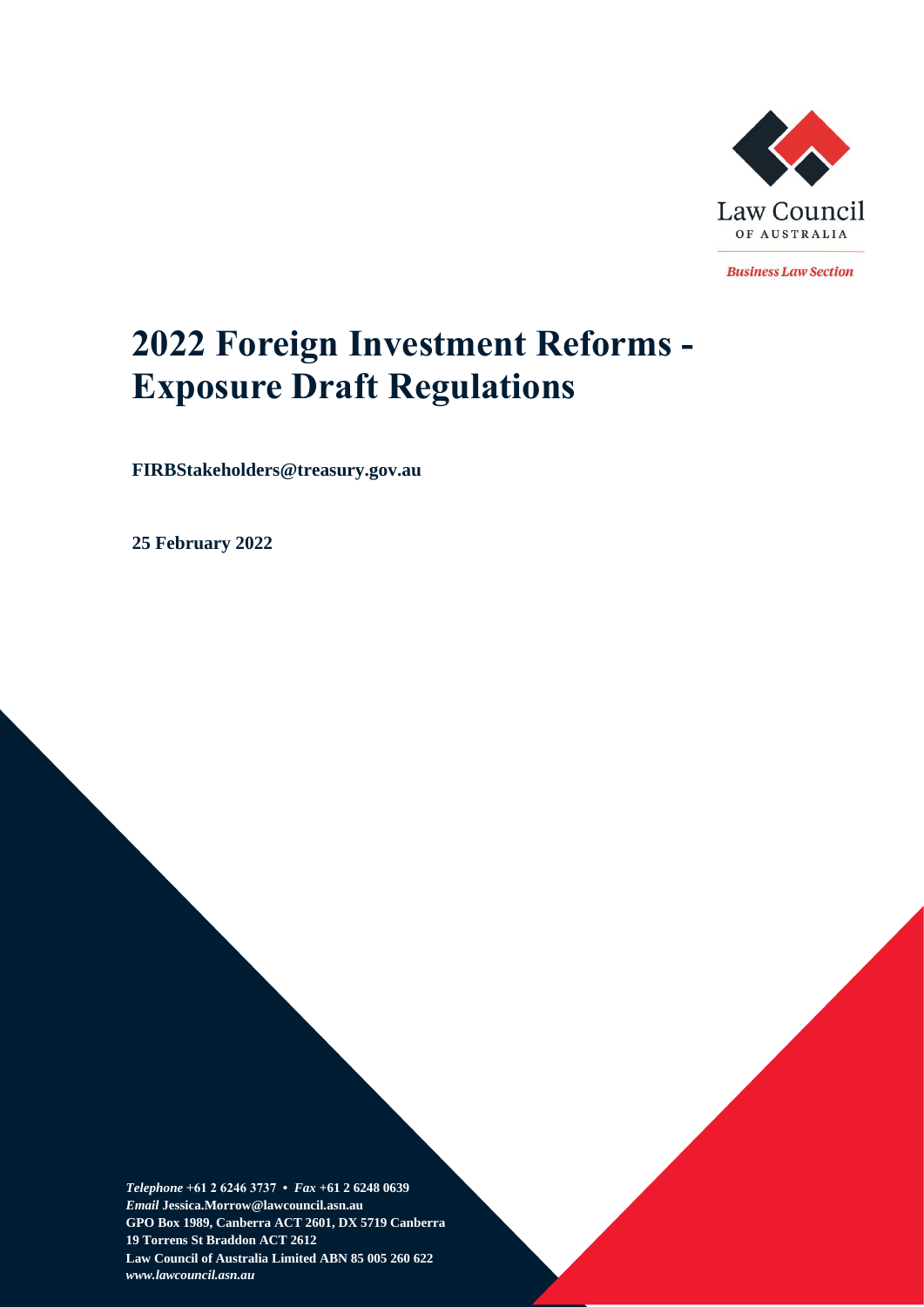Law Council OF AUSTRALIA

*Business Law Section*

# 2022 Foreign Investment Reforms - Exposure Draft Regulations

**FIRBStakeholders@treasury.gov.au**

**25 February 2022**

***Telephone*** **+61 2 6246 3737 •** ***Fax*** **+61 2 6248 0639**
***Email*** **Jessica.Morrow@lawcouncil.asn.au**
**GPO Box 1989, Canberra ACT 2601, DX 5719 Canberra**
**19 Torrens St Braddon ACT 2612**
**Law Council of Australia Limited ABN 85 005 260 622**
***www.lawcouncil.asn.au***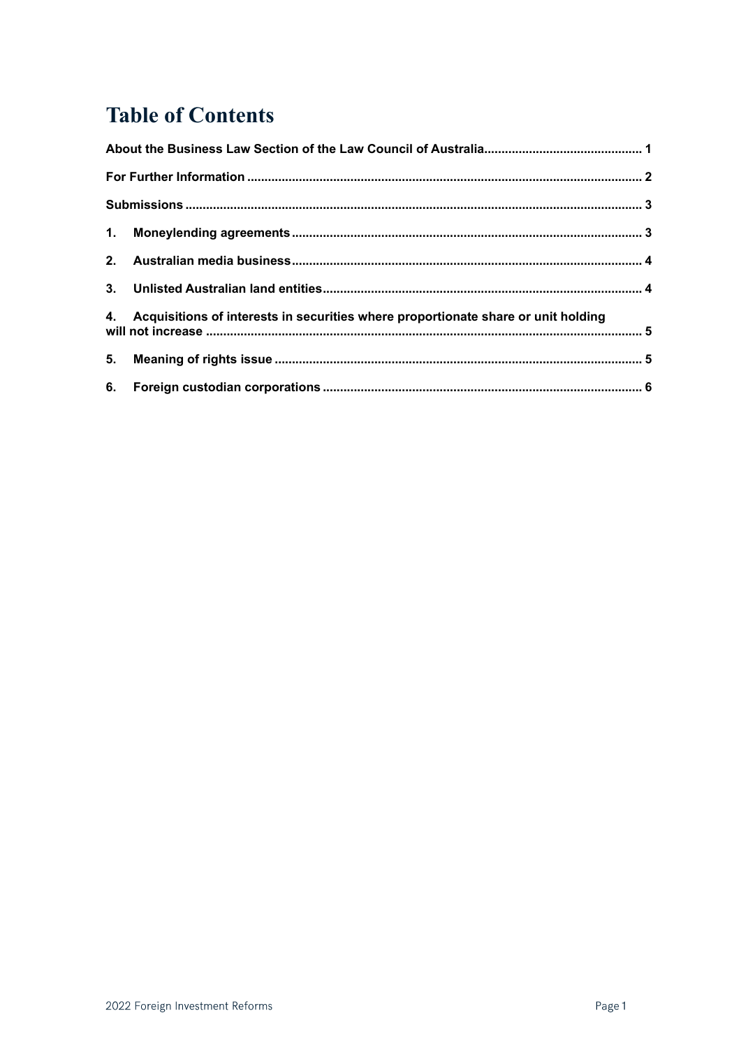# Table of Contents

About the Business Law Section of the Law Council of Australia.............................................. 1

For Further Information ................................................................................................................ 2

Submissions .................................................................................................................................. 3

1. Moneylending agreements ....................................................................................................... 3

2. Australian media business ....................................................................................................... 4

3. Unlisted Australian land entities .............................................................................................. 4

4. Acquisitions of interests in securities where proportionate share or unit holding will not increase ............................................................................................................................ 5

5. Meaning of rights issue ............................................................................................................ 5

6. Foreign custodian corporations ............................................................................................... 6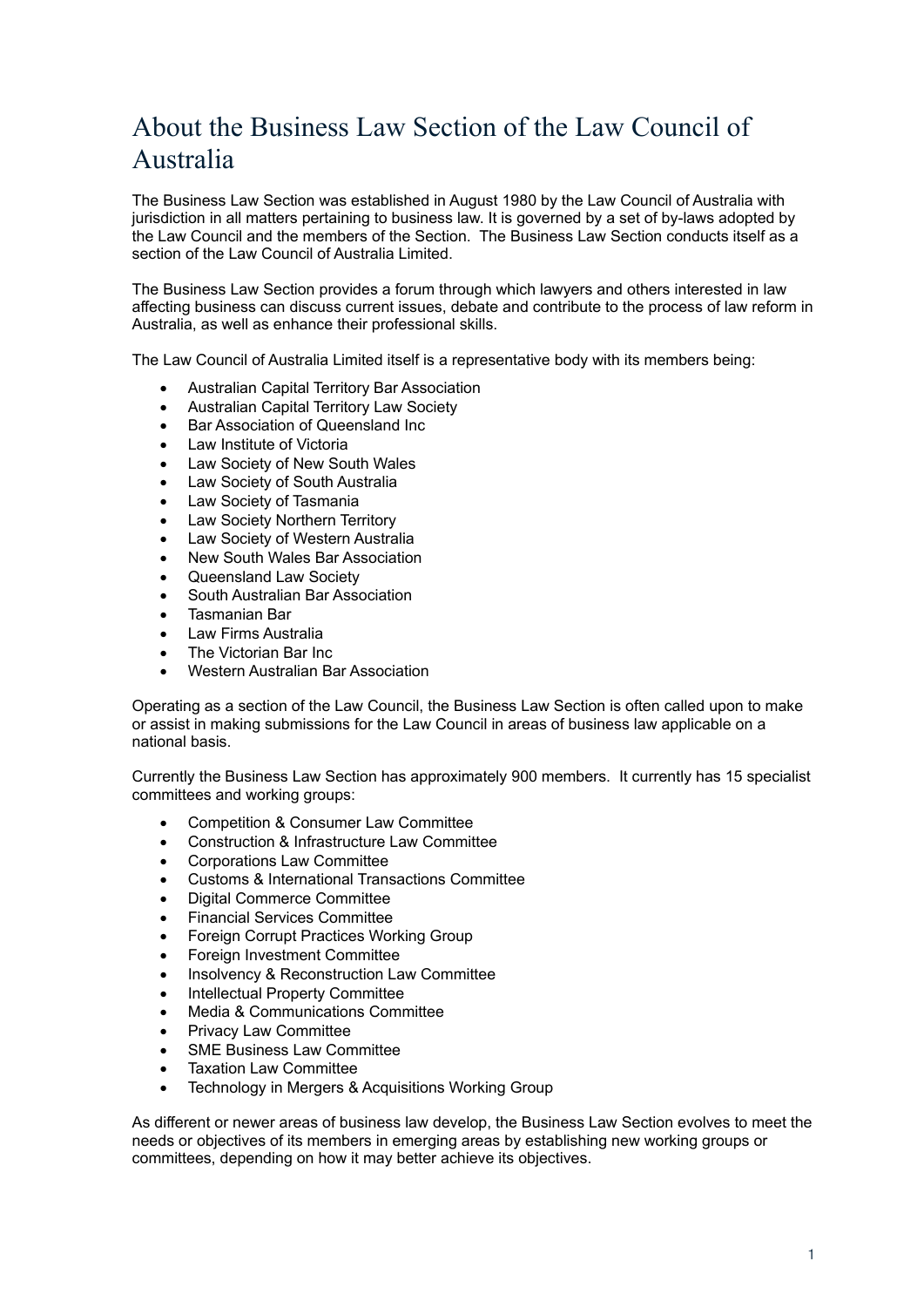# About the Business Law Section of the Law Council of Australia

The Business Law Section was established in August 1980 by the Law Council of Australia with jurisdiction in all matters pertaining to business law. It is governed by a set of by-laws adopted by the Law Council and the members of the Section. The Business Law Section conducts itself as a section of the Law Council of Australia Limited.

The Business Law Section provides a forum through which lawyers and others interested in law affecting business can discuss current issues, debate and contribute to the process of law reform in Australia, as well as enhance their professional skills.

The Law Council of Australia Limited itself is a representative body with its members being:

- Australian Capital Territory Bar Association
- Australian Capital Territory Law Society
- Bar Association of Queensland Inc
- Law Institute of Victoria
- Law Society of New South Wales
- Law Society of South Australia
- Law Society of Tasmania
- Law Society Northern Territory
- Law Society of Western Australia
- New South Wales Bar Association
- Queensland Law Society
- South Australian Bar Association
- Tasmanian Bar
- Law Firms Australia
- The Victorian Bar Inc
- Western Australian Bar Association

Operating as a section of the Law Council, the Business Law Section is often called upon to make or assist in making submissions for the Law Council in areas of business law applicable on a national basis.

Currently the Business Law Section has approximately 900 members. It currently has 15 specialist committees and working groups:

- Competition & Consumer Law Committee
- Construction & Infrastructure Law Committee
- Corporations Law Committee
- Customs & International Transactions Committee
- Digital Commerce Committee
- Financial Services Committee
- Foreign Corrupt Practices Working Group
- Foreign Investment Committee
- Insolvency & Reconstruction Law Committee
- Intellectual Property Committee
- Media & Communications Committee
- Privacy Law Committee
- SME Business Law Committee
- Taxation Law Committee
- Technology in Mergers & Acquisitions Working Group

As different or newer areas of business law develop, the Business Law Section evolves to meet the needs or objectives of its members in emerging areas by establishing new working groups or committees, depending on how it may better achieve its objectives.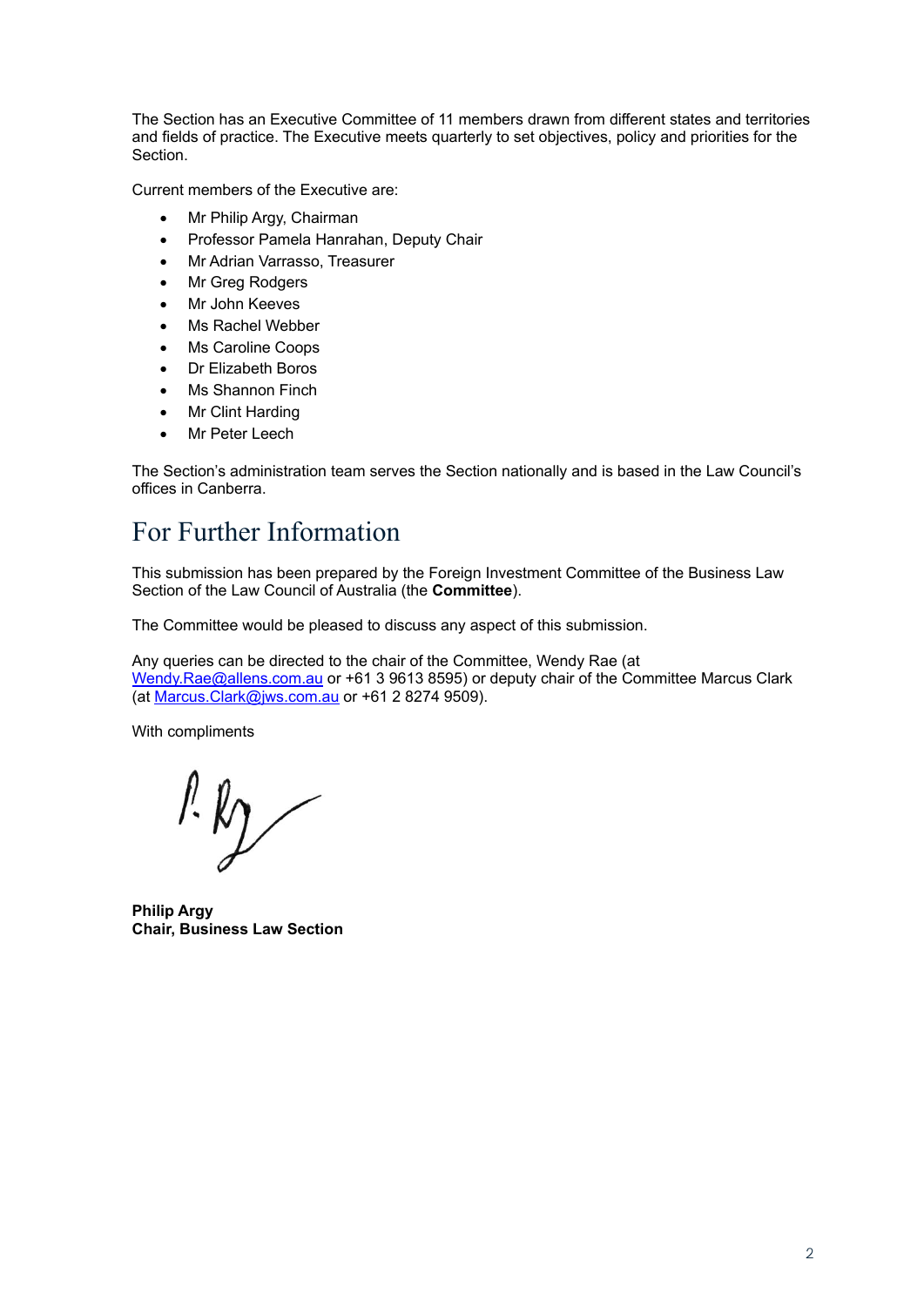The Section has an Executive Committee of 11 members drawn from different states and territories and fields of practice. The Executive meets quarterly to set objectives, policy and priorities for the Section.

Current members of the Executive are:

- Mr Philip Argy, Chairman
- Professor Pamela Hanrahan, Deputy Chair
- Mr Adrian Varrasso, Treasurer
- Mr Greg Rodgers
- Mr John Keeves
- Ms Rachel Webber
- Ms Caroline Coops
- Dr Elizabeth Boros
- Ms Shannon Finch
- Mr Clint Harding
- Mr Peter Leech

The Section's administration team serves the Section nationally and is based in the Law Council's offices in Canberra.

# For Further Information

This submission has been prepared by the Foreign Investment Committee of the Business Law Section of the Law Council of Australia (the **Committee**).

The Committee would be pleased to discuss any aspect of this submission.

Any queries can be directed to the chair of the Committee, Wendy Rae (at Wendy.Rae@allens.com.au or +61 3 9613 8595) or deputy chair of the Committee Marcus Clark (at Marcus.Clark@jws.com.au or +61 2 8274 9509).

With compliments

**Philip Argy**
**Chair, Business Law Section**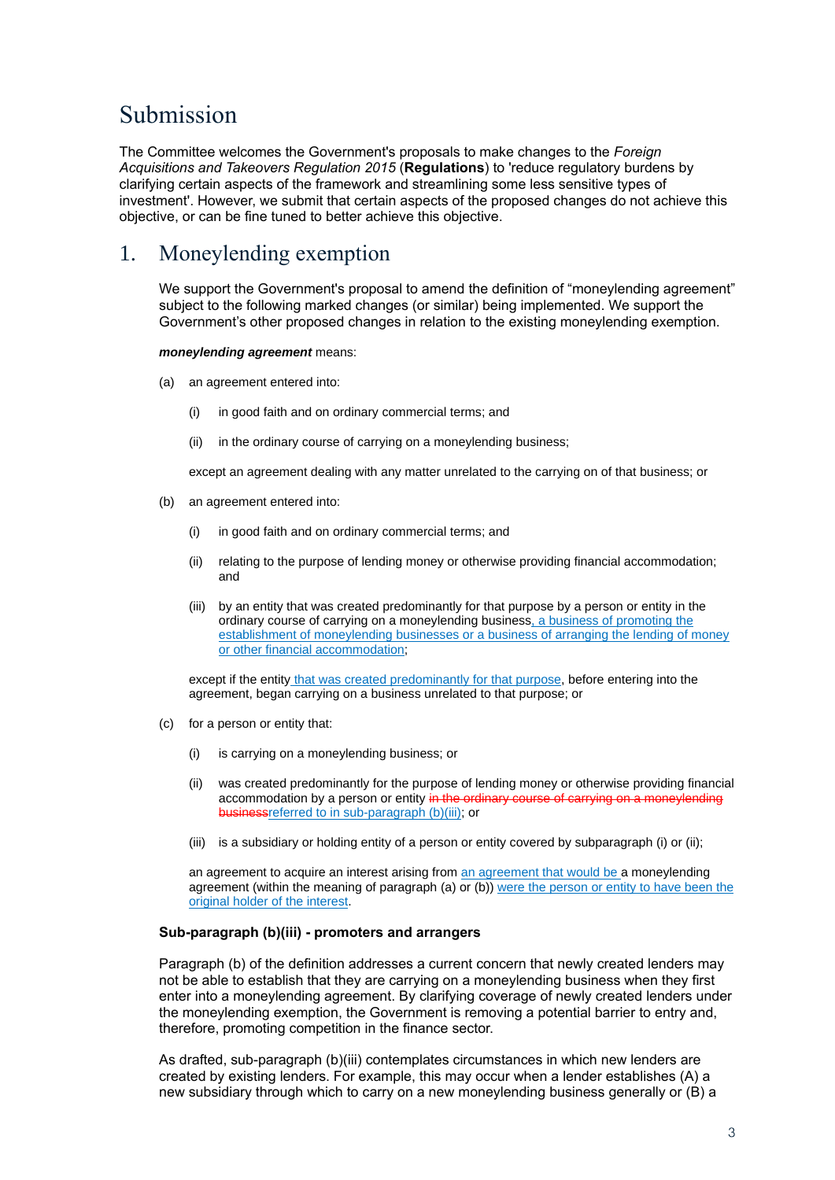# Submission

The Committee welcomes the Government's proposals to make changes to the *Foreign Acquisitions and Takeovers Regulation 2015* (**Regulations**) to 'reduce regulatory burdens by clarifying certain aspects of the framework and streamlining some less sensitive types of investment'. However, we submit that certain aspects of the proposed changes do not achieve this objective, or can be fine tuned to better achieve this objective.

## 1. Moneylending exemption

We support the Government's proposal to amend the definition of "moneylending agreement" subject to the following marked changes (or similar) being implemented. We support the Government's other proposed changes in relation to the existing moneylending exemption.

***moneylending agreement*** means:

(a) an agreement entered into:

(i) in good faith and on ordinary commercial terms; and

(ii) in the ordinary course of carrying on a moneylending business;

except an agreement dealing with any matter unrelated to the carrying on of that business; or

(b) an agreement entered into:

(i) in good faith and on ordinary commercial terms; and

(ii) relating to the purpose of lending money or otherwise providing financial accommodation; and

(iii) by an entity that was created predominantly for that purpose by a person or entity in the ordinary course of carrying on a moneylending business<ins>, a business of promoting the establishment of moneylending businesses or a business of arranging the lending of money or other financial accommodation</ins>;

except if the entity<ins> that was created predominantly for that purpose</ins>, before entering into the agreement, began carrying on a business unrelated to that purpose; or

(c) for a person or entity that:

(i) is carrying on a moneylending business; or

(ii) was created predominantly for the purpose of lending money or otherwise providing financial accommodation by a person or entity ~~in the ordinary course of carrying on a moneylending business~~<ins>referred to in sub-paragraph (b)(iii)</ins>; or

(iii) is a subsidiary or holding entity of a person or entity covered by subparagraph (i) or (ii);

an agreement to acquire an interest arising from <ins>an agreement that would be </ins>a moneylending agreement (within the meaning of paragraph (a) or (b)) <ins>were the person or entity to have been the original holder of the interest</ins>.

**Sub-paragraph (b)(iii) - promoters and arrangers**

Paragraph (b) of the definition addresses a current concern that newly created lenders may not be able to establish that they are carrying on a moneylending business when they first enter into a moneylending agreement. By clarifying coverage of newly created lenders under the moneylending exemption, the Government is removing a potential barrier to entry and, therefore, promoting competition in the finance sector.

As drafted, sub-paragraph (b)(iii) contemplates circumstances in which new lenders are created by existing lenders. For example, this may occur when a lender establishes (A) a new subsidiary through which to carry on a new moneylending business generally or (B) a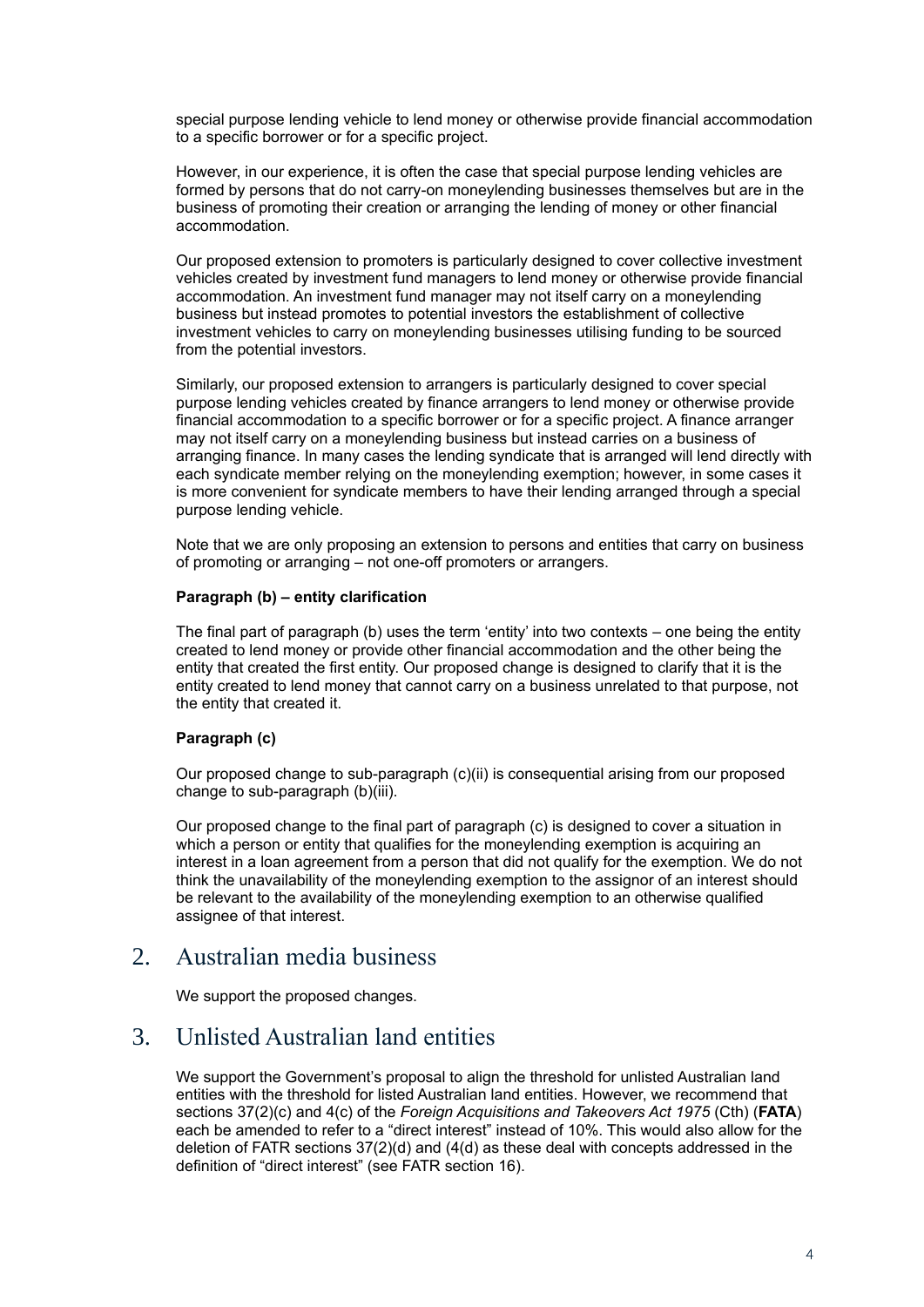special purpose lending vehicle to lend money or otherwise provide financial accommodation to a specific borrower or for a specific project.

However, in our experience, it is often the case that special purpose lending vehicles are formed by persons that do not carry-on moneylending businesses themselves but are in the business of promoting their creation or arranging the lending of money or other financial accommodation.

Our proposed extension to promoters is particularly designed to cover collective investment vehicles created by investment fund managers to lend money or otherwise provide financial accommodation. An investment fund manager may not itself carry on a moneylending business but instead promotes to potential investors the establishment of collective investment vehicles to carry on moneylending businesses utilising funding to be sourced from the potential investors.

Similarly, our proposed extension to arrangers is particularly designed to cover special purpose lending vehicles created by finance arrangers to lend money or otherwise provide financial accommodation to a specific borrower or for a specific project. A finance arranger may not itself carry on a moneylending business but instead carries on a business of arranging finance. In many cases the lending syndicate that is arranged will lend directly with each syndicate member relying on the moneylending exemption; however, in some cases it is more convenient for syndicate members to have their lending arranged through a special purpose lending vehicle.

Note that we are only proposing an extension to persons and entities that carry on business of promoting or arranging – not one-off promoters or arrangers.

**Paragraph (b) – entity clarification**

The final part of paragraph (b) uses the term 'entity' into two contexts – one being the entity created to lend money or provide other financial accommodation and the other being the entity that created the first entity. Our proposed change is designed to clarify that it is the entity created to lend money that cannot carry on a business unrelated to that purpose, not the entity that created it.

**Paragraph (c)**

Our proposed change to sub-paragraph (c)(ii) is consequential arising from our proposed change to sub-paragraph (b)(iii).

Our proposed change to the final part of paragraph (c) is designed to cover a situation in which a person or entity that qualifies for the moneylending exemption is acquiring an interest in a loan agreement from a person that did not qualify for the exemption. We do not think the unavailability of the moneylending exemption to the assignor of an interest should be relevant to the availability of the moneylending exemption to an otherwise qualified assignee of that interest.

## 2. Australian media business

We support the proposed changes.

## 3. Unlisted Australian land entities

We support the Government's proposal to align the threshold for unlisted Australian land entities with the threshold for listed Australian land entities. However, we recommend that sections 37(2)(c) and 4(c) of the *Foreign Acquisitions and Takeovers Act 1975* (Cth) (**FATA**) each be amended to refer to a "direct interest" instead of 10%. This would also allow for the deletion of FATR sections 37(2)(d) and (4(d) as these deal with concepts addressed in the definition of "direct interest" (see FATR section 16).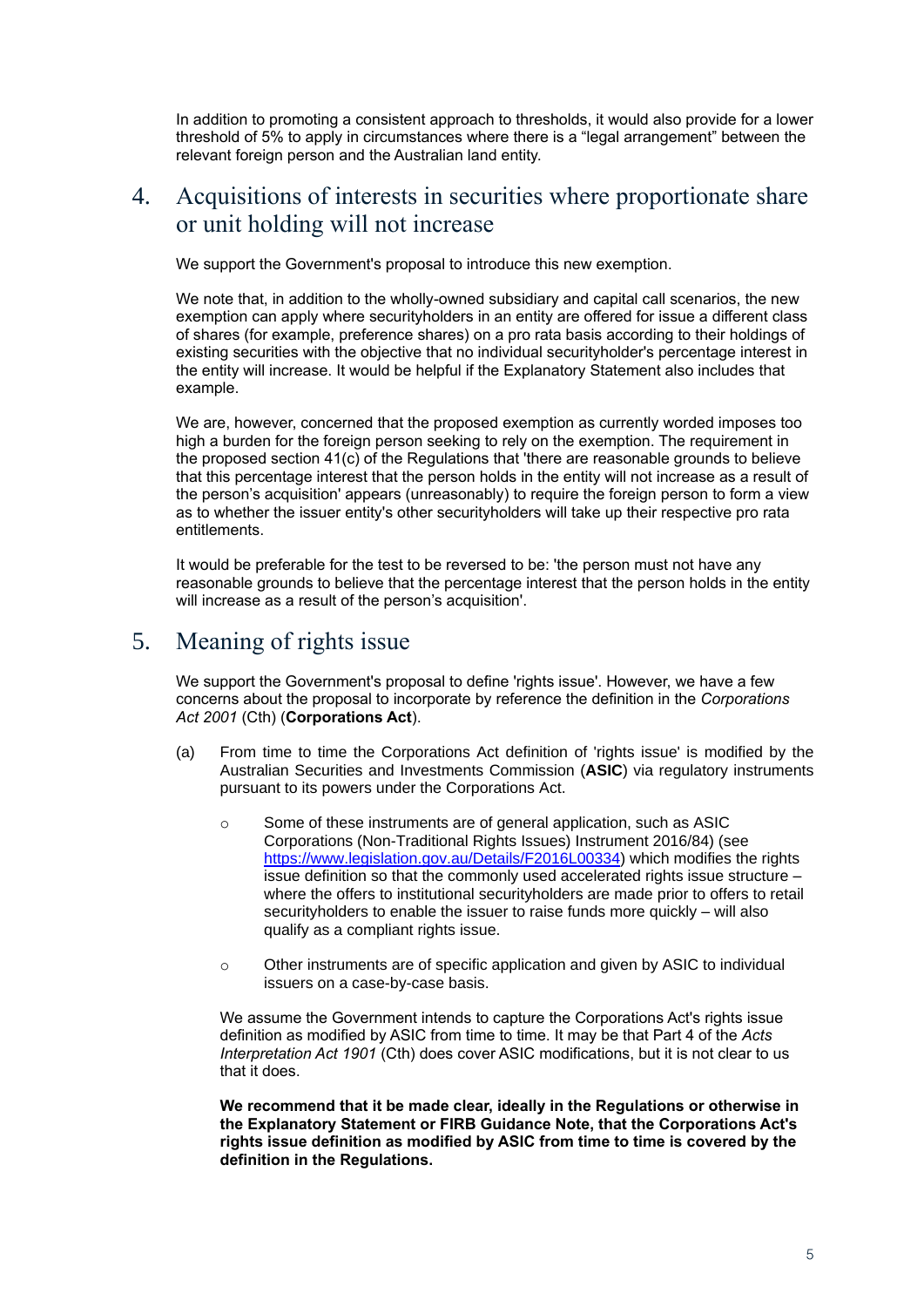In addition to promoting a consistent approach to thresholds, it would also provide for a lower threshold of 5% to apply in circumstances where there is a "legal arrangement" between the relevant foreign person and the Australian land entity.

## 4. Acquisitions of interests in securities where proportionate share or unit holding will not increase

We support the Government's proposal to introduce this new exemption.

We note that, in addition to the wholly-owned subsidiary and capital call scenarios, the new exemption can apply where securityholders in an entity are offered for issue a different class of shares (for example, preference shares) on a pro rata basis according to their holdings of existing securities with the objective that no individual securityholder's percentage interest in the entity will increase. It would be helpful if the Explanatory Statement also includes that example.

We are, however, concerned that the proposed exemption as currently worded imposes too high a burden for the foreign person seeking to rely on the exemption. The requirement in the proposed section 41(c) of the Regulations that 'there are reasonable grounds to believe that this percentage interest that the person holds in the entity will not increase as a result of the person's acquisition' appears (unreasonably) to require the foreign person to form a view as to whether the issuer entity's other securityholders will take up their respective pro rata entitlements.

It would be preferable for the test to be reversed to be: 'the person must not have any reasonable grounds to believe that the percentage interest that the person holds in the entity will increase as a result of the person's acquisition'.

## 5. Meaning of rights issue

We support the Government's proposal to define 'rights issue'. However, we have a few concerns about the proposal to incorporate by reference the definition in the *Corporations Act 2001* (Cth) (**Corporations Act**).

(a) From time to time the Corporations Act definition of 'rights issue' is modified by the Australian Securities and Investments Commission (**ASIC**) via regulatory instruments pursuant to its powers under the Corporations Act.

- Some of these instruments are of general application, such as ASIC Corporations (Non-Traditional Rights Issues) Instrument 2016/84) (see https://www.legislation.gov.au/Details/F2016L00334) which modifies the rights issue definition so that the commonly used accelerated rights issue structure – where the offers to institutional securityholders are made prior to offers to retail securityholders to enable the issuer to raise funds more quickly – will also qualify as a compliant rights issue.
- Other instruments are of specific application and given by ASIC to individual issuers on a case-by-case basis.

We assume the Government intends to capture the Corporations Act's rights issue definition as modified by ASIC from time to time. It may be that Part 4 of the *Acts Interpretation Act 1901* (Cth) does cover ASIC modifications, but it is not clear to us that it does.

**We recommend that it be made clear, ideally in the Regulations or otherwise in the Explanatory Statement or FIRB Guidance Note, that the Corporations Act's rights issue definition as modified by ASIC from time to time is covered by the definition in the Regulations.**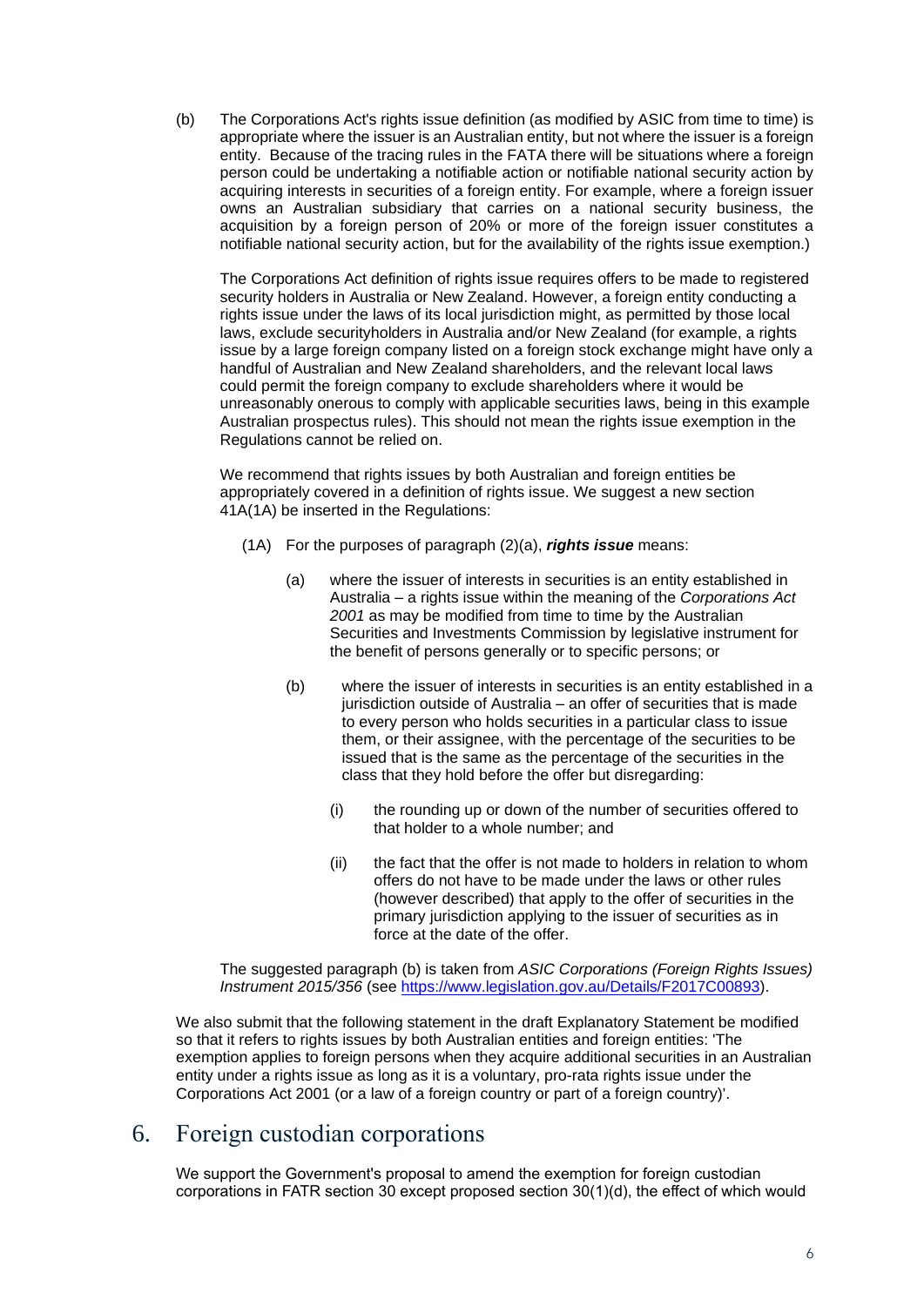(b) The Corporations Act's rights issue definition (as modified by ASIC from time to time) is appropriate where the issuer is an Australian entity, but not where the issuer is a foreign entity. Because of the tracing rules in the FATA there will be situations where a foreign person could be undertaking a notifiable action or notifiable national security action by acquiring interests in securities of a foreign entity. For example, where a foreign issuer owns an Australian subsidiary that carries on a national security business, the acquisition by a foreign person of 20% or more of the foreign issuer constitutes a notifiable national security action, but for the availability of the rights issue exemption.)

The Corporations Act definition of rights issue requires offers to be made to registered security holders in Australia or New Zealand. However, a foreign entity conducting a rights issue under the laws of its local jurisdiction might, as permitted by those local laws, exclude securityholders in Australia and/or New Zealand (for example, a rights issue by a large foreign company listed on a foreign stock exchange might have only a handful of Australian and New Zealand shareholders, and the relevant local laws could permit the foreign company to exclude shareholders where it would be unreasonably onerous to comply with applicable securities laws, being in this example Australian prospectus rules). This should not mean the rights issue exemption in the Regulations cannot be relied on.

We recommend that rights issues by both Australian and foreign entities be appropriately covered in a definition of rights issue. We suggest a new section 41A(1A) be inserted in the Regulations:

(1A) For the purposes of paragraph (2)(a), ***rights issue*** means:

(a) where the issuer of interests in securities is an entity established in Australia – a rights issue within the meaning of the *Corporations Act 2001* as may be modified from time to time by the Australian Securities and Investments Commission by legislative instrument for the benefit of persons generally or to specific persons; or

(b) where the issuer of interests in securities is an entity established in a jurisdiction outside of Australia – an offer of securities that is made to every person who holds securities in a particular class to issue them, or their assignee, with the percentage of the securities to be issued that is the same as the percentage of the securities in the class that they hold before the offer but disregarding:

(i) the rounding up or down of the number of securities offered to that holder to a whole number; and

(ii) the fact that the offer is not made to holders in relation to whom offers do not have to be made under the laws or other rules (however described) that apply to the offer of securities in the primary jurisdiction applying to the issuer of securities as in force at the date of the offer.

The suggested paragraph (b) is taken from *ASIC Corporations (Foreign Rights Issues) Instrument 2015/356* (see https://www.legislation.gov.au/Details/F2017C00893).

We also submit that the following statement in the draft Explanatory Statement be modified so that it refers to rights issues by both Australian entities and foreign entities: 'The exemption applies to foreign persons when they acquire additional securities in an Australian entity under a rights issue as long as it is a voluntary, pro-rata rights issue under the Corporations Act 2001 (or a law of a foreign country or part of a foreign country)'.

## 6. Foreign custodian corporations

We support the Government's proposal to amend the exemption for foreign custodian corporations in FATR section 30 except proposed section 30(1)(d), the effect of which would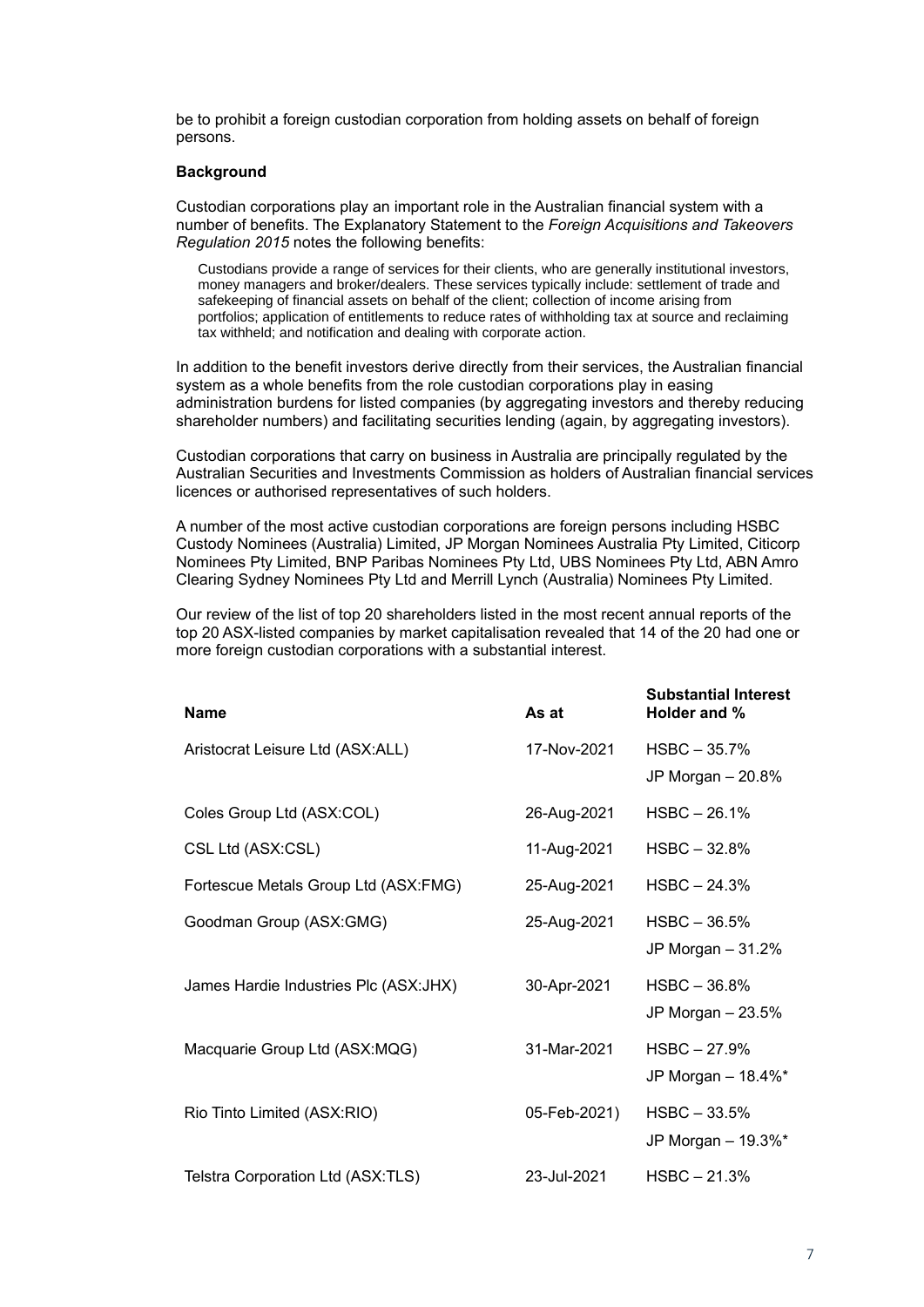be to prohibit a foreign custodian corporation from holding assets on behalf of foreign persons.

**Background**

Custodian corporations play an important role in the Australian financial system with a number of benefits. The Explanatory Statement to the *Foreign Acquisitions and Takeovers Regulation 2015* notes the following benefits:

> Custodians provide a range of services for their clients, who are generally institutional investors, money managers and broker/dealers. These services typically include: settlement of trade and safekeeping of financial assets on behalf of the client; collection of income arising from portfolios; application of entitlements to reduce rates of withholding tax at source and reclaiming tax withheld; and notification and dealing with corporate action.

In addition to the benefit investors derive directly from their services, the Australian financial system as a whole benefits from the role custodian corporations play in easing administration burdens for listed companies (by aggregating investors and thereby reducing shareholder numbers) and facilitating securities lending (again, by aggregating investors).

Custodian corporations that carry on business in Australia are principally regulated by the Australian Securities and Investments Commission as holders of Australian financial services licences or authorised representatives of such holders.

A number of the most active custodian corporations are foreign persons including HSBC Custody Nominees (Australia) Limited, JP Morgan Nominees Australia Pty Limited, Citicorp Nominees Pty Limited, BNP Paribas Nominees Pty Ltd, UBS Nominees Pty Ltd, ABN Amro Clearing Sydney Nominees Pty Ltd and Merrill Lynch (Australia) Nominees Pty Limited.

Our review of the list of top 20 shareholders listed in the most recent annual reports of the top 20 ASX-listed companies by market capitalisation revealed that 14 of the 20 had one or more foreign custodian corporations with a substantial interest.

| Name | As at | Substantial Interest Holder and % |
|---|---|---|
| Aristocrat Leisure Ltd (ASX:ALL) | 17-Nov-2021 | HSBC – 35.7%<br>JP Morgan – 20.8% |
| Coles Group Ltd (ASX:COL) | 26-Aug-2021 | HSBC – 26.1% |
| CSL Ltd (ASX:CSL) | 11-Aug-2021 | HSBC – 32.8% |
| Fortescue Metals Group Ltd (ASX:FMG) | 25-Aug-2021 | HSBC – 24.3% |
| Goodman Group (ASX:GMG) | 25-Aug-2021 | HSBC – 36.5%<br>JP Morgan – 31.2% |
| James Hardie Industries Plc (ASX:JHX) | 30-Apr-2021 | HSBC – 36.8%<br>JP Morgan – 23.5% |
| Macquarie Group Ltd (ASX:MQG) | 31-Mar-2021 | HSBC – 27.9%<br>JP Morgan – 18.4%* |
| Rio Tinto Limited (ASX:RIO) | 05-Feb-2021) | HSBC – 33.5%<br>JP Morgan – 19.3%* |
| Telstra Corporation Ltd (ASX:TLS) | 23-Jul-2021 | HSBC – 21.3% |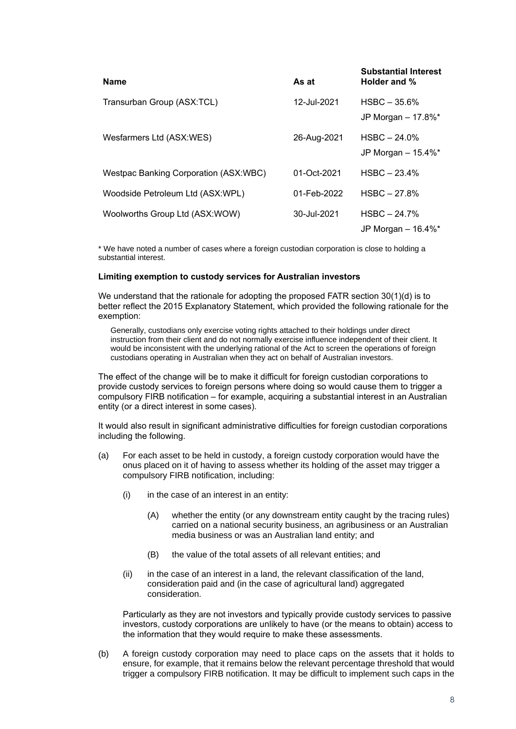| Name | As at | Substantial Interest Holder and % |
| --- | --- | --- |
| Transurban Group (ASX:TCL) | 12-Jul-2021 | HSBC – 35.6%<br>JP Morgan – 17.8%* |
| Wesfarmers Ltd (ASX:WES) | 26-Aug-2021 | HSBC – 24.0%<br>JP Morgan – 15.4%* |
| Westpac Banking Corporation (ASX:WBC) | 01-Oct-2021 | HSBC – 23.4% |
| Woodside Petroleum Ltd (ASX:WPL) | 01-Feb-2022 | HSBC – 27.8% |
| Woolworths Group Ltd (ASX:WOW) | 30-Jul-2021 | HSBC – 24.7%<br>JP Morgan – 16.4%* |

* We have noted a number of cases where a foreign custodian corporation is close to holding a substantial interest.

**Limiting exemption to custody services for Australian investors**

We understand that the rationale for adopting the proposed FATR section 30(1)(d) is to better reflect the 2015 Explanatory Statement, which provided the following rationale for the exemption:

> Generally, custodians only exercise voting rights attached to their holdings under direct instruction from their client and do not normally exercise influence independent of their client. It would be inconsistent with the underlying rational of the Act to screen the operations of foreign custodians operating in Australian when they act on behalf of Australian investors.

The effect of the change will be to make it difficult for foreign custodian corporations to provide custody services to foreign persons where doing so would cause them to trigger a compulsory FIRB notification – for example, acquiring a substantial interest in an Australian entity (or a direct interest in some cases).

It would also result in significant administrative difficulties for foreign custodian corporations including the following.

(a) For each asset to be held in custody, a foreign custody corporation would have the onus placed on it of having to assess whether its holding of the asset may trigger a compulsory FIRB notification, including:

   (i) in the case of an interest in an entity:

      (A) whether the entity (or any downstream entity caught by the tracing rules) carried on a national security business, an agribusiness or an Australian media business or was an Australian land entity; and

      (B) the value of the total assets of all relevant entities; and

   (ii) in the case of an interest in a land, the relevant classification of the land, consideration paid and (in the case of agricultural land) aggregated consideration.

   Particularly as they are not investors and typically provide custody services to passive investors, custody corporations are unlikely to have (or the means to obtain) access to the information that they would require to make these assessments.

(b) A foreign custody corporation may need to place caps on the assets that it holds to ensure, for example, that it remains below the relevant percentage threshold that would trigger a compulsory FIRB notification. It may be difficult to implement such caps in the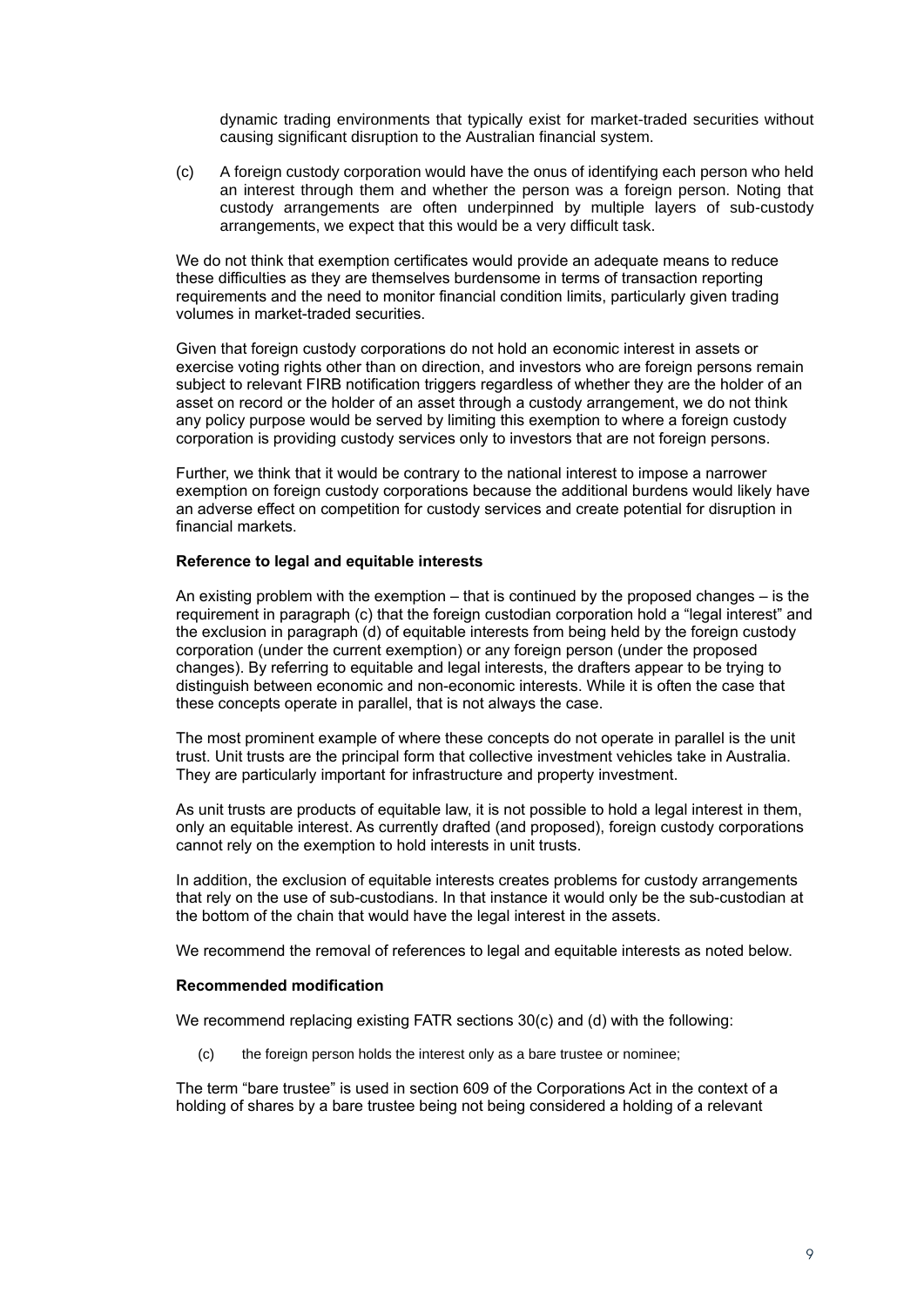dynamic trading environments that typically exist for market-traded securities without causing significant disruption to the Australian financial system.

(c) A foreign custody corporation would have the onus of identifying each person who held an interest through them and whether the person was a foreign person. Noting that custody arrangements are often underpinned by multiple layers of sub-custody arrangements, we expect that this would be a very difficult task.

We do not think that exemption certificates would provide an adequate means to reduce these difficulties as they are themselves burdensome in terms of transaction reporting requirements and the need to monitor financial condition limits, particularly given trading volumes in market-traded securities.

Given that foreign custody corporations do not hold an economic interest in assets or exercise voting rights other than on direction, and investors who are foreign persons remain subject to relevant FIRB notification triggers regardless of whether they are the holder of an asset on record or the holder of an asset through a custody arrangement, we do not think any policy purpose would be served by limiting this exemption to where a foreign custody corporation is providing custody services only to investors that are not foreign persons.

Further, we think that it would be contrary to the national interest to impose a narrower exemption on foreign custody corporations because the additional burdens would likely have an adverse effect on competition for custody services and create potential for disruption in financial markets.

**Reference to legal and equitable interests**

An existing problem with the exemption – that is continued by the proposed changes – is the requirement in paragraph (c) that the foreign custodian corporation hold a "legal interest" and the exclusion in paragraph (d) of equitable interests from being held by the foreign custody corporation (under the current exemption) or any foreign person (under the proposed changes). By referring to equitable and legal interests, the drafters appear to be trying to distinguish between economic and non-economic interests. While it is often the case that these concepts operate in parallel, that is not always the case.

The most prominent example of where these concepts do not operate in parallel is the unit trust. Unit trusts are the principal form that collective investment vehicles take in Australia. They are particularly important for infrastructure and property investment.

As unit trusts are products of equitable law, it is not possible to hold a legal interest in them, only an equitable interest. As currently drafted (and proposed), foreign custody corporations cannot rely on the exemption to hold interests in unit trusts.

In addition, the exclusion of equitable interests creates problems for custody arrangements that rely on the use of sub-custodians. In that instance it would only be the sub-custodian at the bottom of the chain that would have the legal interest in the assets.

We recommend the removal of references to legal and equitable interests as noted below.

**Recommended modification**

We recommend replacing existing FATR sections 30(c) and (d) with the following:

(c) the foreign person holds the interest only as a bare trustee or nominee;

The term "bare trustee" is used in section 609 of the Corporations Act in the context of a holding of shares by a bare trustee being not being considered a holding of a relevant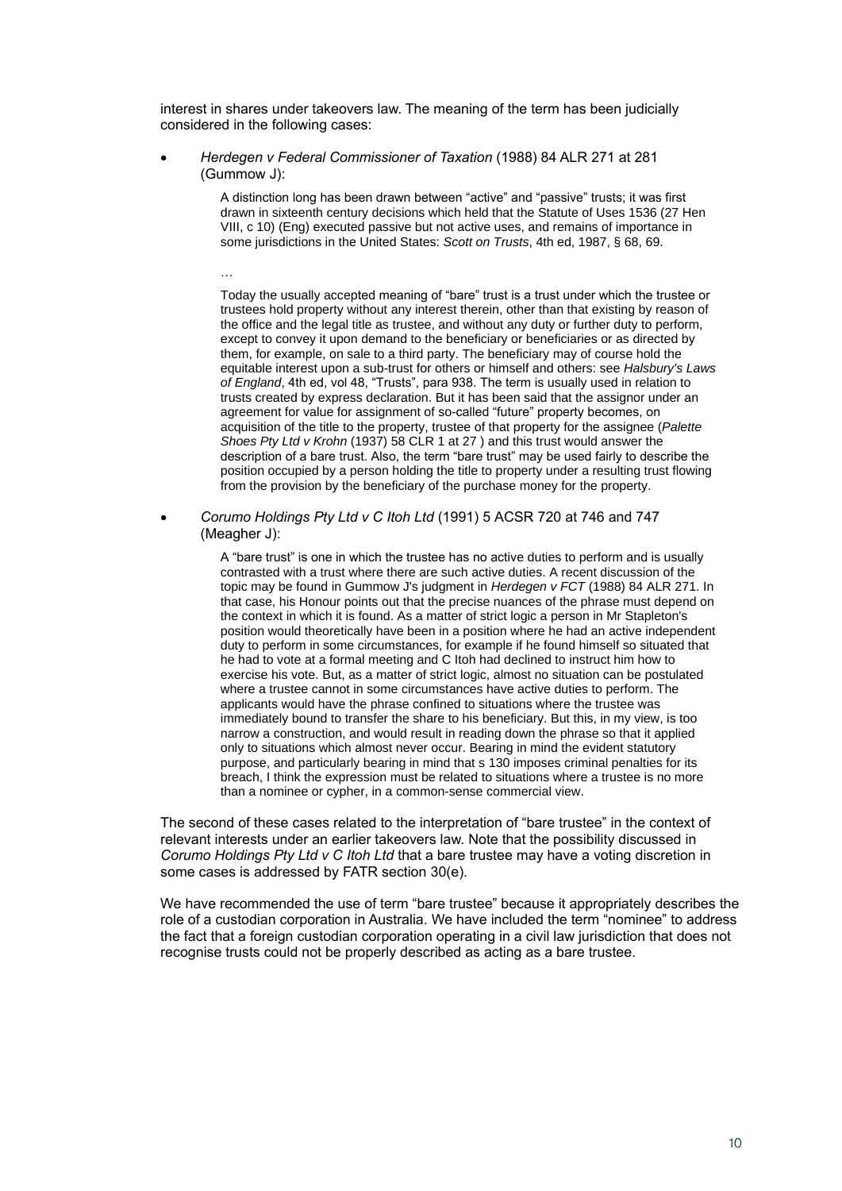interest in shares under takeovers law. The meaning of the term has been judicially considered in the following cases:

- *Herdegen v Federal Commissioner of Taxation* (1988) 84 ALR 271 at 281 (Gummow J):

> A distinction long has been drawn between "active" and "passive" trusts; it was first drawn in sixteenth century decisions which held that the Statute of Uses 1536 (27 Hen VIII, c 10) (Eng) executed passive but not active uses, and remains of importance in some jurisdictions in the United States: *Scott on Trusts*, 4th ed, 1987, § 68, 69.
>
> …
>
> Today the usually accepted meaning of "bare" trust is a trust under which the trustee or trustees hold property without any interest therein, other than that existing by reason of the office and the legal title as trustee, and without any duty or further duty to perform, except to convey it upon demand to the beneficiary or beneficiaries or as directed by them, for example, on sale to a third party. The beneficiary may of course hold the equitable interest upon a sub-trust for others or himself and others: see *Halsbury's Laws of England*, 4th ed, vol 48, "Trusts", para 938. The term is usually used in relation to trusts created by express declaration. But it has been said that the assignor under an agreement for value for assignment of so-called "future" property becomes, on acquisition of the title to the property, trustee of that property for the assignee (*Palette Shoes Pty Ltd v Krohn* (1937) 58 CLR 1 at 27 ) and this trust would answer the description of a bare trust. Also, the term "bare trust" may be used fairly to describe the position occupied by a person holding the title to property under a resulting trust flowing from the provision by the beneficiary of the purchase money for the property.

- *Corumo Holdings Pty Ltd v C Itoh Ltd* (1991) 5 ACSR 720 at 746 and 747 (Meagher J):

> A "bare trust" is one in which the trustee has no active duties to perform and is usually contrasted with a trust where there are such active duties. A recent discussion of the topic may be found in Gummow J's judgment in *Herdegen v FCT* (1988) 84 ALR 271. In that case, his Honour points out that the precise nuances of the phrase must depend on the context in which it is found. As a matter of strict logic a person in Mr Stapleton's position would theoretically have been in a position where he had an active independent duty to perform in some circumstances, for example if he found himself so situated that he had to vote at a formal meeting and C Itoh had declined to instruct him how to exercise his vote. But, as a matter of strict logic, almost no situation can be postulated where a trustee cannot in some circumstances have active duties to perform. The applicants would have the phrase confined to situations where the trustee was immediately bound to transfer the share to his beneficiary. But this, in my view, is too narrow a construction, and would result in reading down the phrase so that it applied only to situations which almost never occur. Bearing in mind the evident statutory purpose, and particularly bearing in mind that s 130 imposes criminal penalties for its breach, I think the expression must be related to situations where a trustee is no more than a nominee or cypher, in a common-sense commercial view.

The second of these cases related to the interpretation of "bare trustee" in the context of relevant interests under an earlier takeovers law. Note that the possibility discussed in *Corumo Holdings Pty Ltd v C Itoh Ltd* that a bare trustee may have a voting discretion in some cases is addressed by FATR section 30(e).

We have recommended the use of term "bare trustee" because it appropriately describes the role of a custodian corporation in Australia. We have included the term "nominee" to address the fact that a foreign custodian corporation operating in a civil law jurisdiction that does not recognise trusts could not be properly described as acting as a bare trustee.